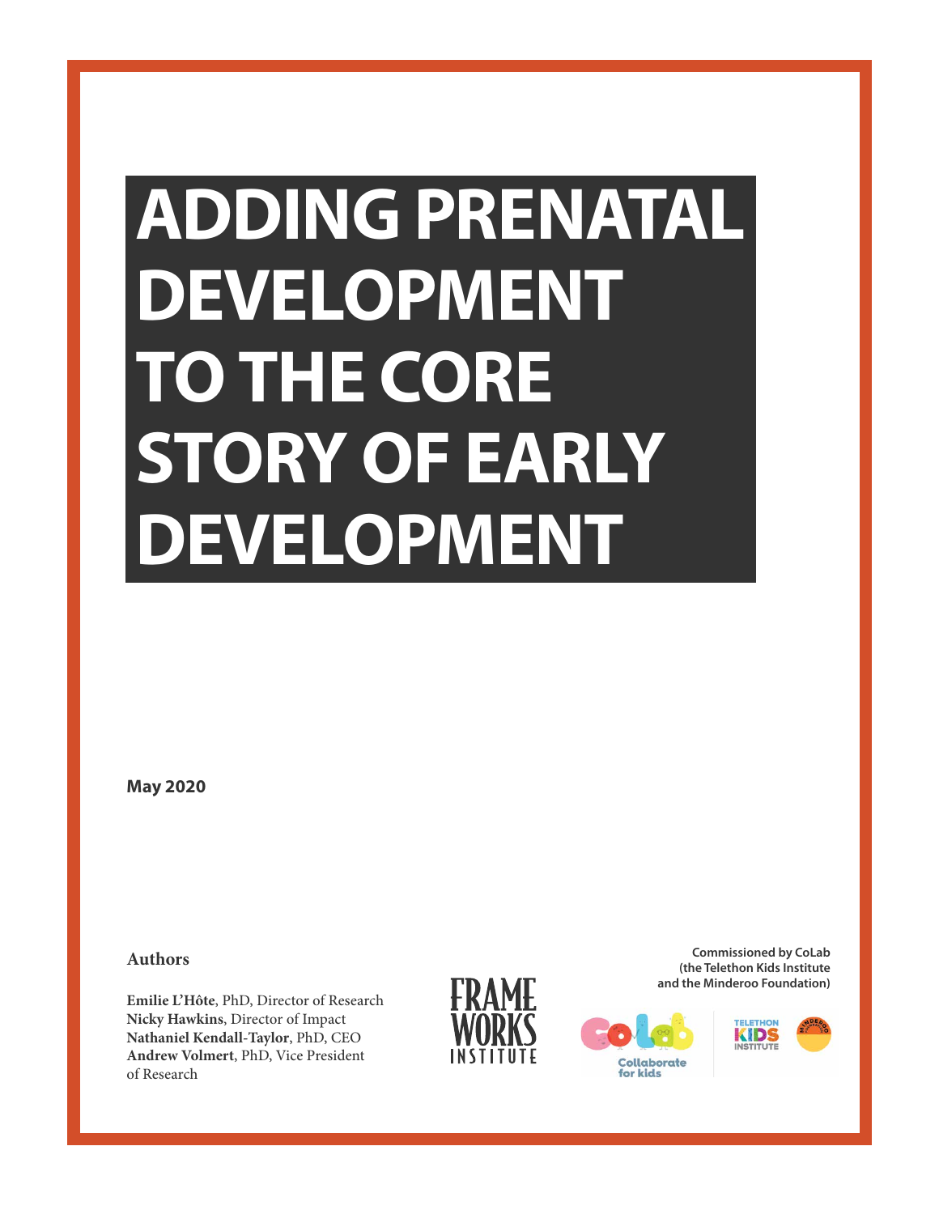# ADDING PRENATAL DEVELOPMENT TO THE CORE STORY OF EARLY DEVELOPMENT

**May 2020**

**Authors**

**Emilie L'Hôte**, PhD, Director of Research
**Nicky Hawkins**, Director of Impact
**Nathaniel Kendall-Taylor**, PhD, CEO
**Andrew Volmert**, PhD, Vice President of Research

FRAME WORKS INSTITUTE

**Commissioned by CoLab (the Telethon Kids Institute and the Minderoo Foundation)**

CoLab Collaborate for kids

TELETHON KIDS INSTITUTE

MINDEROO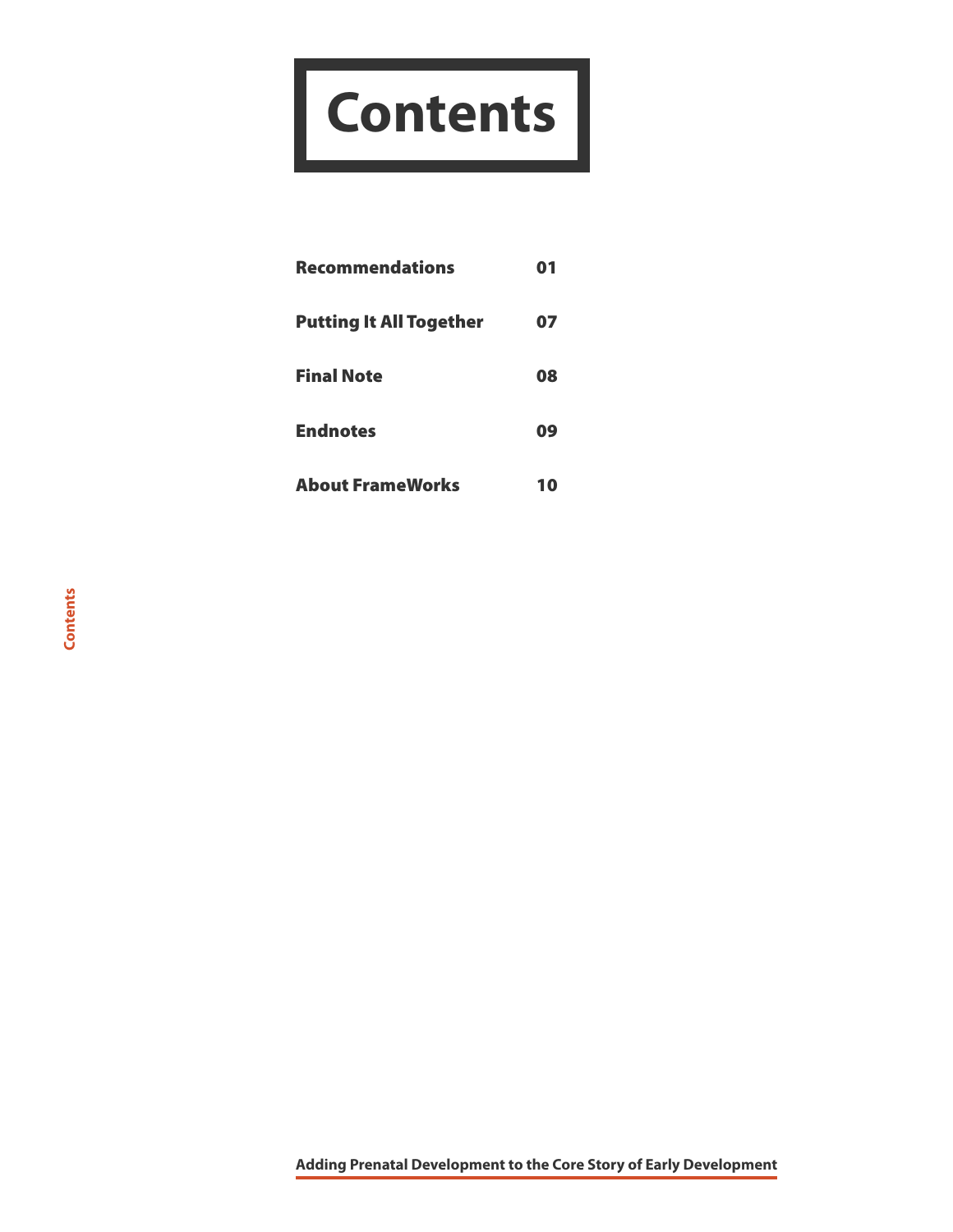# Contents

| | |
|---|---|
| **Recommendations** | **01** |
| **Putting It All Together** | **07** |
| **Final Note** | **08** |
| **Endnotes** | **09** |
| **About FrameWorks** | **10** |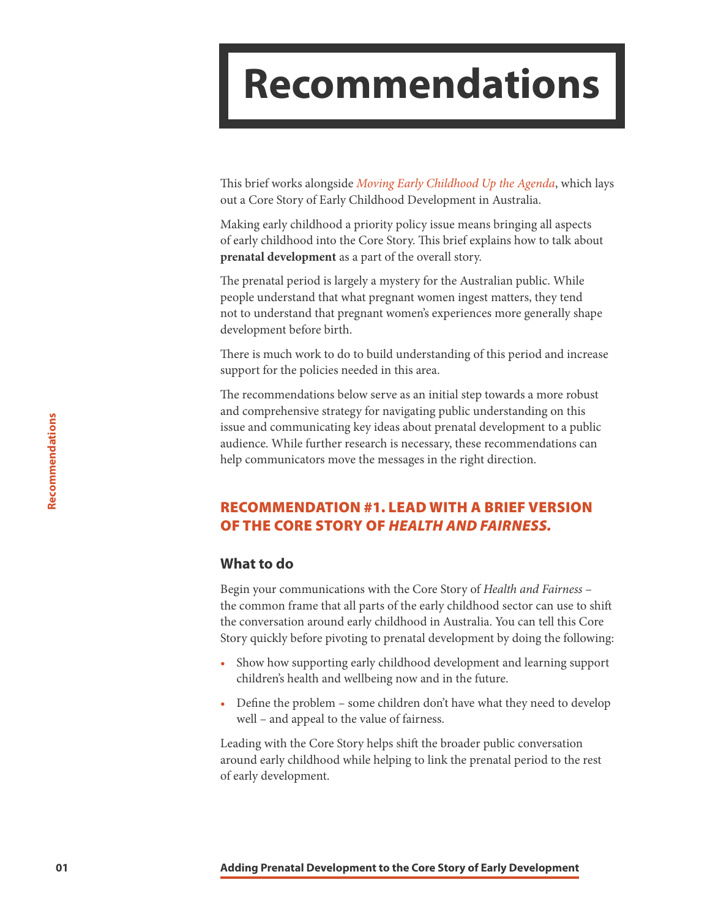# Recommendations

This brief works alongside *Moving Early Childhood Up the Agenda*, which lays out a Core Story of Early Childhood Development in Australia.

Making early childhood a priority policy issue means bringing all aspects of early childhood into the Core Story. This brief explains how to talk about **prenatal development** as a part of the overall story.

The prenatal period is largely a mystery for the Australian public. While people understand that what pregnant women ingest matters, they tend not to understand that pregnant women's experiences more generally shape development before birth.

There is much work to do to build understanding of this period and increase support for the policies needed in this area.

The recommendations below serve as an initial step towards a more robust and comprehensive strategy for navigating public understanding on this issue and communicating key ideas about prenatal development to a public audience. While further research is necessary, these recommendations can help communicators move the messages in the right direction.

## RECOMMENDATION #1. LEAD WITH A BRIEF VERSION OF THE CORE STORY OF *HEALTH AND FAIRNESS.*

### What to do

Begin your communications with the Core Story of *Health and Fairness* – the common frame that all parts of the early childhood sector can use to shift the conversation around early childhood in Australia. You can tell this Core Story quickly before pivoting to prenatal development by doing the following:

- Show how supporting early childhood development and learning support children's health and wellbeing now and in the future.
- Define the problem – some children don't have what they need to develop well – and appeal to the value of fairness.

Leading with the Core Story helps shift the broader public conversation around early childhood while helping to link the prenatal period to the rest of early development.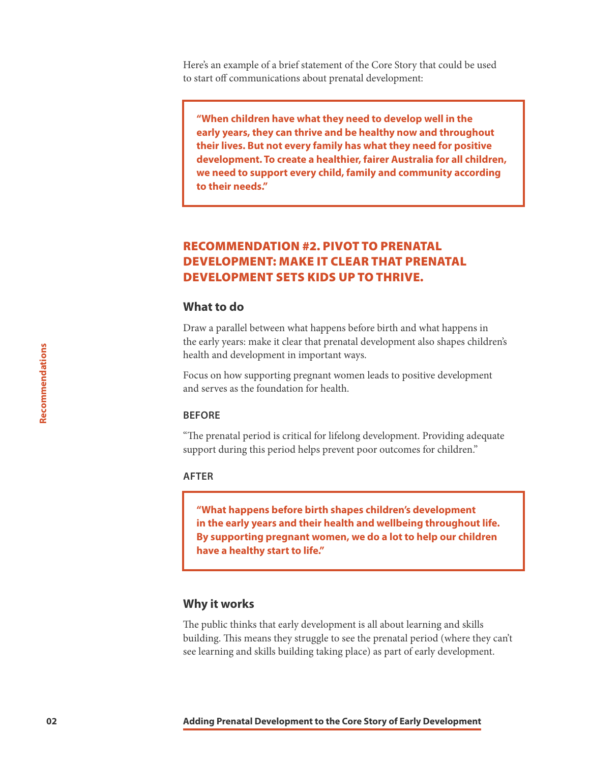Here's an example of a brief statement of the Core Story that could be used to start off communications about prenatal development:

> **"When children have what they need to develop well in the early years, they can thrive and be healthy now and throughout their lives. But not every family has what they need for positive development. To create a healthier, fairer Australia for all children, we need to support every child, family and community according to their needs."**

## RECOMMENDATION #2. PIVOT TO PRENATAL DEVELOPMENT: MAKE IT CLEAR THAT PRENATAL DEVELOPMENT SETS KIDS UP TO THRIVE.

### What to do

Draw a parallel between what happens before birth and what happens in the early years: make it clear that prenatal development also shapes children's health and development in important ways.

Focus on how supporting pregnant women leads to positive development and serves as the foundation for health.

#### BEFORE

"The prenatal period is critical for lifelong development. Providing adequate support during this period helps prevent poor outcomes for children."

#### AFTER

> **"What happens before birth shapes children's development in the early years and their health and wellbeing throughout life. By supporting pregnant women, we do a lot to help our children have a healthy start to life."**

### Why it works

The public thinks that early development is all about learning and skills building. This means they struggle to see the prenatal period (where they can't see learning and skills building taking place) as part of early development.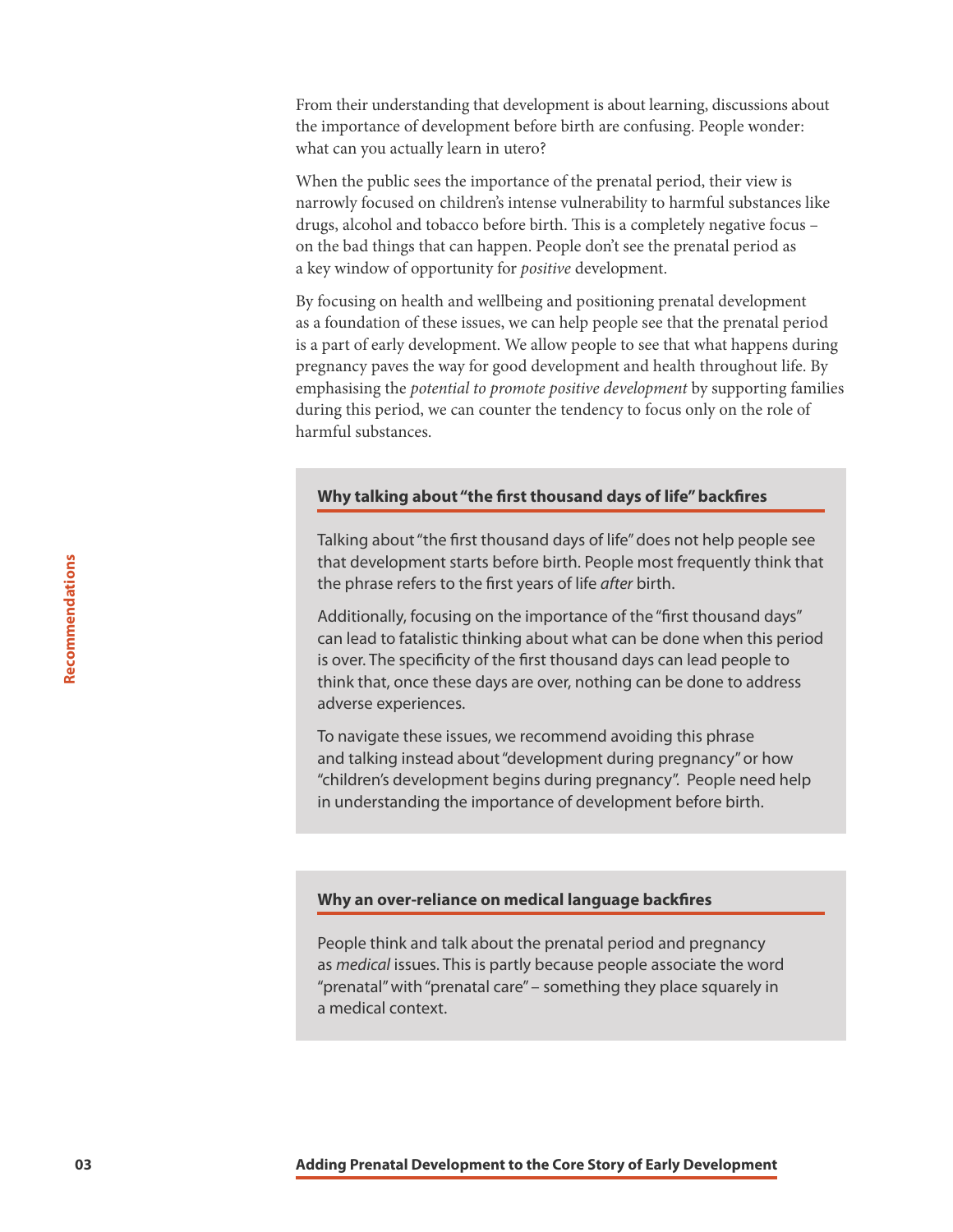From their understanding that development is about learning, discussions about the importance of development before birth are confusing. People wonder: what can you actually learn in utero?

When the public sees the importance of the prenatal period, their view is narrowly focused on children's intense vulnerability to harmful substances like drugs, alcohol and tobacco before birth. This is a completely negative focus – on the bad things that can happen. People don't see the prenatal period as a key window of opportunity for *positive* development.

By focusing on health and wellbeing and positioning prenatal development as a foundation of these issues, we can help people see that the prenatal period is a part of early development. We allow people to see that what happens during pregnancy paves the way for good development and health throughout life. By emphasising the *potential to promote positive development* by supporting families during this period, we can counter the tendency to focus only on the role of harmful substances.

### Why talking about "the first thousand days of life" backfires

Talking about "the first thousand days of life" does not help people see that development starts before birth. People most frequently think that the phrase refers to the first years of life *after* birth.

Additionally, focusing on the importance of the "first thousand days" can lead to fatalistic thinking about what can be done when this period is over. The specificity of the first thousand days can lead people to think that, once these days are over, nothing can be done to address adverse experiences.

To navigate these issues, we recommend avoiding this phrase and talking instead about "development during pregnancy" or how "children's development begins during pregnancy". People need help in understanding the importance of development before birth.

### Why an over-reliance on medical language backfires

People think and talk about the prenatal period and pregnancy as *medical* issues. This is partly because people associate the word "prenatal" with "prenatal care" – something they place squarely in a medical context.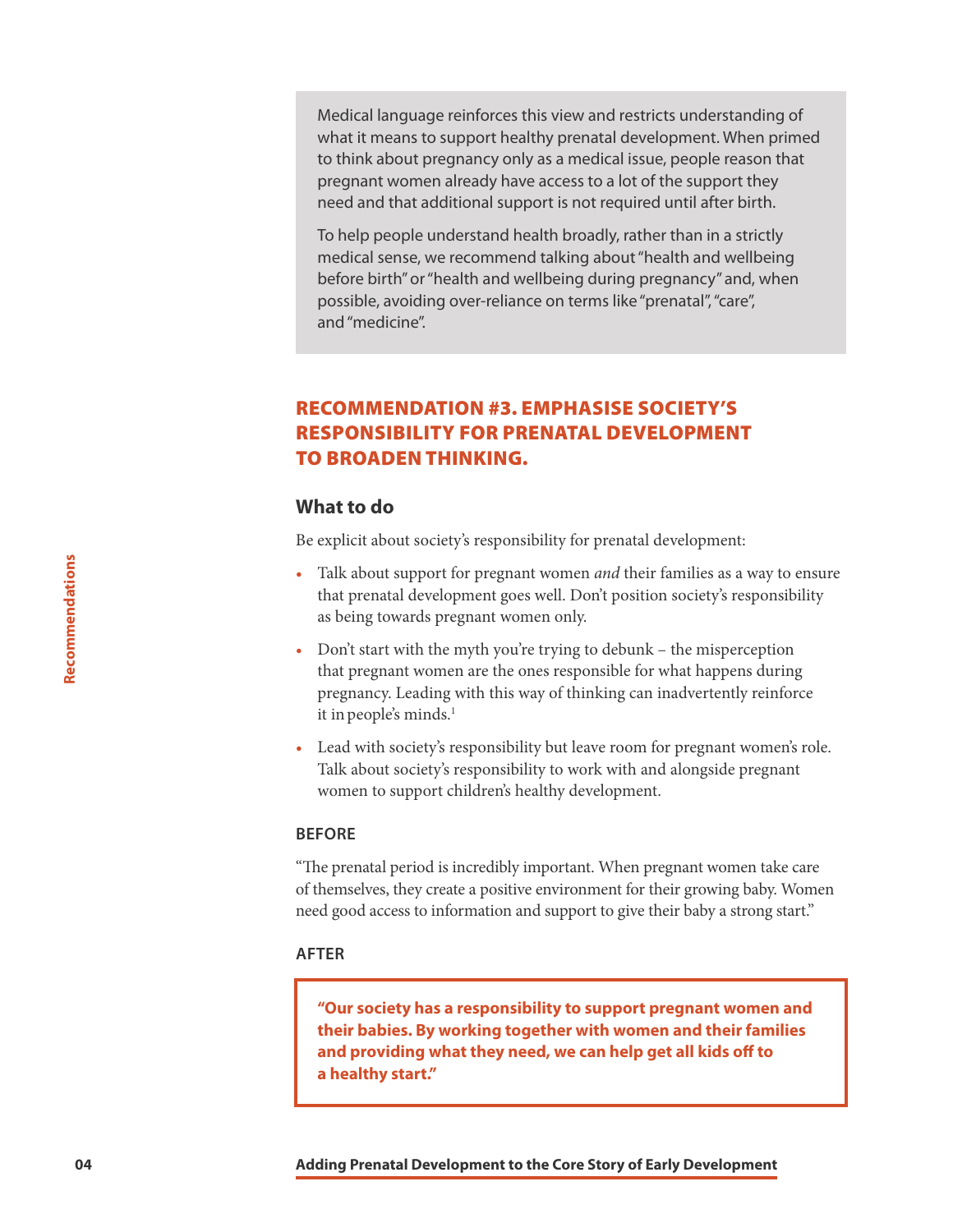Medical language reinforces this view and restricts understanding of what it means to support healthy prenatal development. When primed to think about pregnancy only as a medical issue, people reason that pregnant women already have access to a lot of the support they need and that additional support is not required until after birth.

To help people understand health broadly, rather than in a strictly medical sense, we recommend talking about "health and wellbeing before birth" or "health and wellbeing during pregnancy" and, when possible, avoiding over-reliance on terms like "prenatal", "care", and "medicine".

## RECOMMENDATION #3. EMPHASISE SOCIETY'S RESPONSIBILITY FOR PRENATAL DEVELOPMENT TO BROADEN THINKING.

### What to do

Be explicit about society's responsibility for prenatal development:

- Talk about support for pregnant women *and* their families as a way to ensure that prenatal development goes well. Don't position society's responsibility as being towards pregnant women only.
- Don't start with the myth you're trying to debunk – the misperception that pregnant women are the ones responsible for what happens during pregnancy. Leading with this way of thinking can inadvertently reinforce it in people's minds.[1]
- Lead with society's responsibility but leave room for pregnant women's role. Talk about society's responsibility to work with and alongside pregnant women to support children's healthy development.

#### BEFORE

"The prenatal period is incredibly important. When pregnant women take care of themselves, they create a positive environment for their growing baby. Women need good access to information and support to give their baby a strong start."

#### AFTER

**"Our society has a responsibility to support pregnant women and their babies. By working together with women and their families and providing what they need, we can help get all kids off to a healthy start."**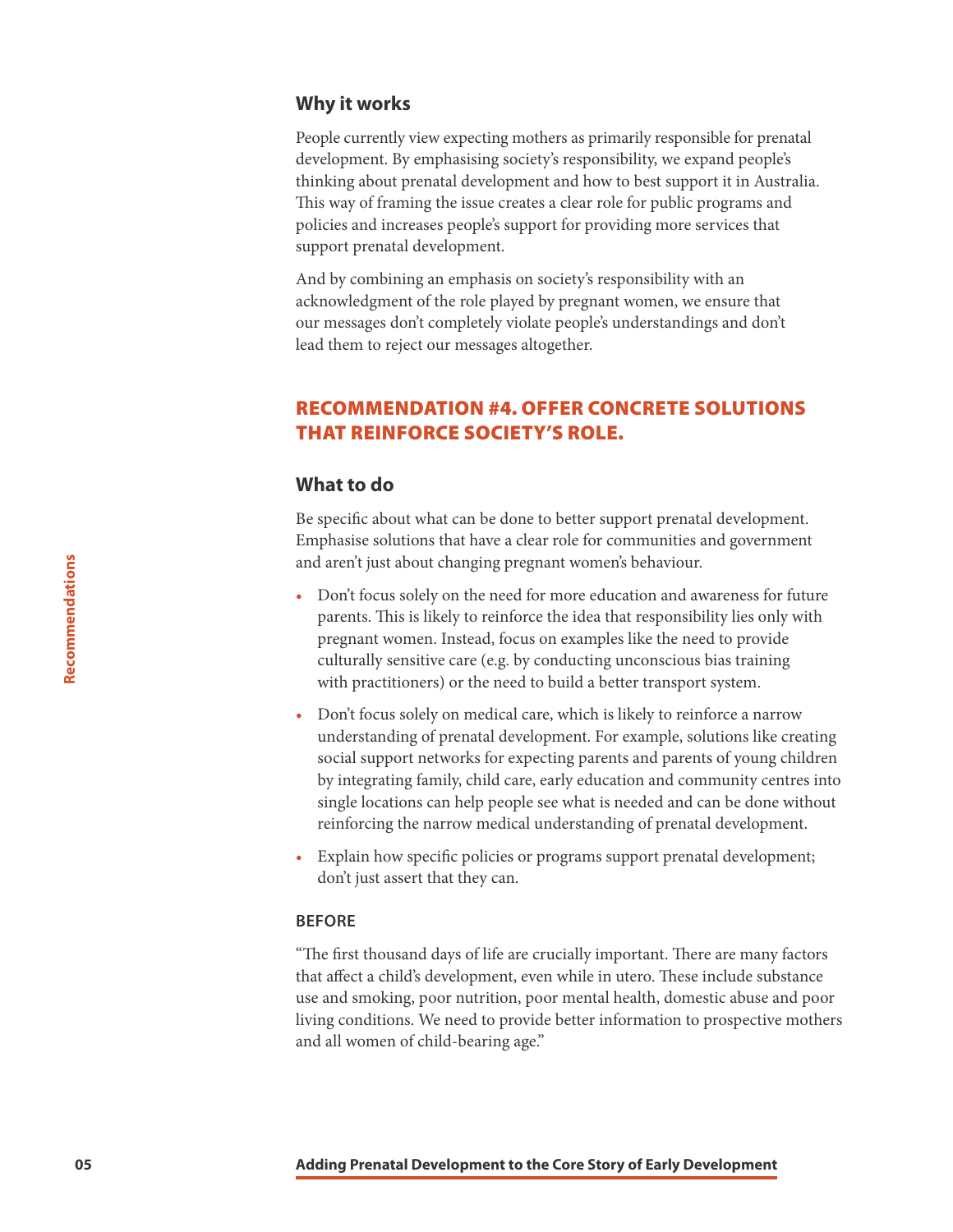### Why it works

People currently view expecting mothers as primarily responsible for prenatal development. By emphasising society's responsibility, we expand people's thinking about prenatal development and how to best support it in Australia. This way of framing the issue creates a clear role for public programs and policies and increases people's support for providing more services that support prenatal development.

And by combining an emphasis on society's responsibility with an acknowledgment of the role played by pregnant women, we ensure that our messages don't completely violate people's understandings and don't lead them to reject our messages altogether.

## RECOMMENDATION #4. OFFER CONCRETE SOLUTIONS THAT REINFORCE SOCIETY'S ROLE.

### What to do

Be specific about what can be done to better support prenatal development. Emphasise solutions that have a clear role for communities and government and aren't just about changing pregnant women's behaviour.

- Don't focus solely on the need for more education and awareness for future parents. This is likely to reinforce the idea that responsibility lies only with pregnant women. Instead, focus on examples like the need to provide culturally sensitive care (e.g. by conducting unconscious bias training with practitioners) or the need to build a better transport system.
- Don't focus solely on medical care, which is likely to reinforce a narrow understanding of prenatal development. For example, solutions like creating social support networks for expecting parents and parents of young children by integrating family, child care, early education and community centres into single locations can help people see what is needed and can be done without reinforcing the narrow medical understanding of prenatal development.
- Explain how specific policies or programs support prenatal development; don't just assert that they can.

**BEFORE**

"The first thousand days of life are crucially important. There are many factors that affect a child's development, even while in utero. These include substance use and smoking, poor nutrition, poor mental health, domestic abuse and poor living conditions. We need to provide better information to prospective mothers and all women of child-bearing age."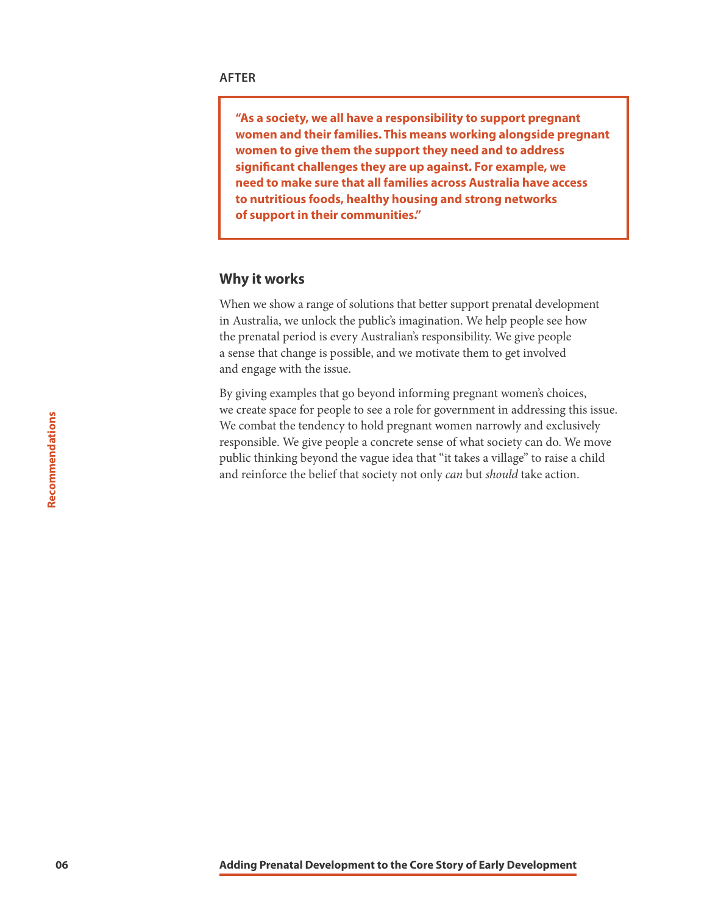**AFTER**

> **"As a society, we all have a responsibility to support pregnant women and their families. This means working alongside pregnant women to give them the support they need and to address significant challenges they are up against. For example, we need to make sure that all families across Australia have access to nutritious foods, healthy housing and strong networks of support in their communities."**

## Why it works

When we show a range of solutions that better support prenatal development in Australia, we unlock the public's imagination. We help people see how the prenatal period is every Australian's responsibility. We give people a sense that change is possible, and we motivate them to get involved and engage with the issue.

By giving examples that go beyond informing pregnant women's choices, we create space for people to see a role for government in addressing this issue. We combat the tendency to hold pregnant women narrowly and exclusively responsible. We give people a concrete sense of what society can do. We move public thinking beyond the vague idea that "it takes a village" to raise a child and reinforce the belief that society not only *can* but *should* take action.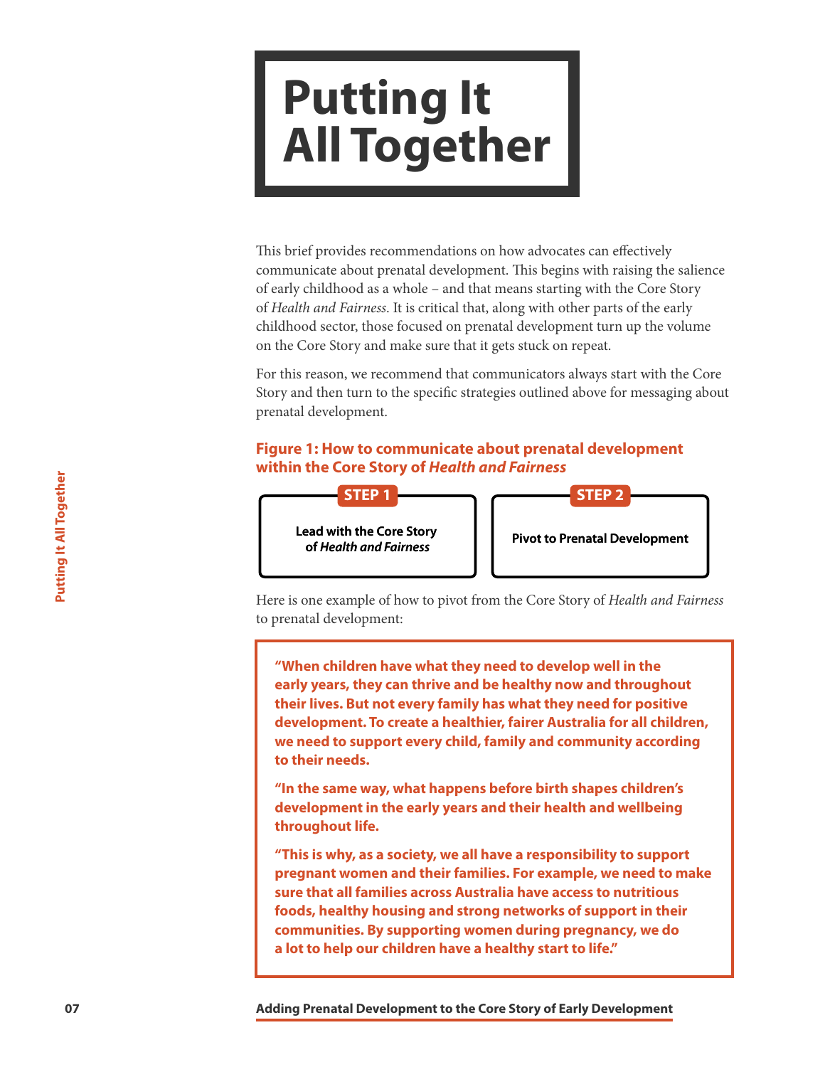# Putting It All Together

This brief provides recommendations on how advocates can effectively communicate about prenatal development. This begins with raising the salience of early childhood as a whole – and that means starting with the Core Story of *Health and Fairness*. It is critical that, along with other parts of the early childhood sector, those focused on prenatal development turn up the volume on the Core Story and make sure that it gets stuck on repeat.

For this reason, we recommend that communicators always start with the Core Story and then turn to the specific strategies outlined above for messaging about prenatal development.

**Figure 1: How to communicate about prenatal development within the Core Story of *Health and Fairness***

**STEP 1**

**Lead with the Core Story of *Health and Fairness***

**STEP 2**

**Pivot to Prenatal Development**

Here is one example of how to pivot from the Core Story of *Health and Fairness* to prenatal development:

> **"When children have what they need to develop well in the early years, they can thrive and be healthy now and throughout their lives. But not every family has what they need for positive development. To create a healthier, fairer Australia for all children, we need to support every child, family and community according to their needs.**
>
> **"In the same way, what happens before birth shapes children's development in the early years and their health and wellbeing throughout life.**
>
> **"This is why, as a society, we all have a responsibility to support pregnant women and their families. For example, we need to make sure that all families across Australia have access to nutritious foods, healthy housing and strong networks of support in their communities. By supporting women during pregnancy, we do a lot to help our children have a healthy start to life."**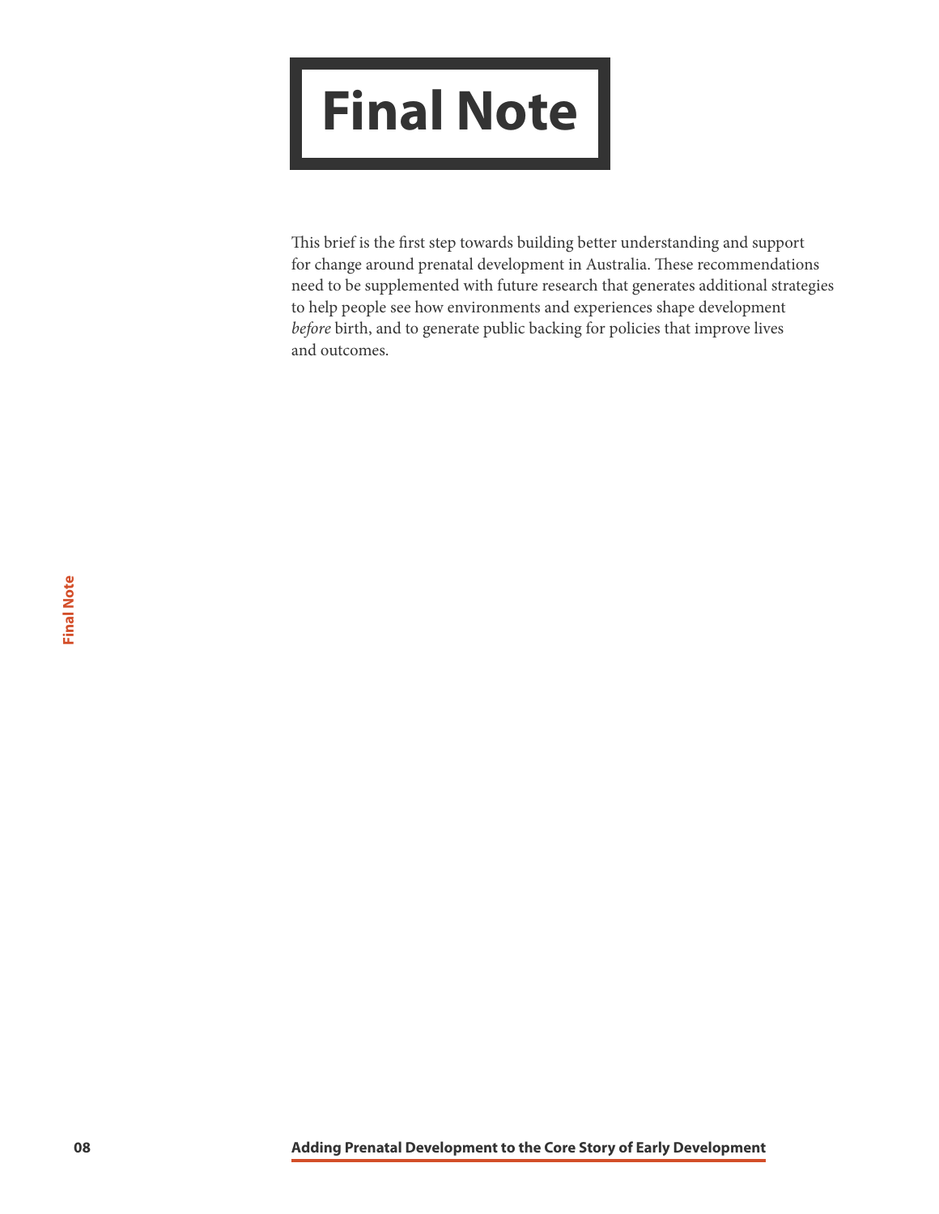# Final Note

This brief is the first step towards building better understanding and support for change around prenatal development in Australia. These recommendations need to be supplemented with future research that generates additional strategies to help people see how environments and experiences shape development *before* birth, and to generate public backing for policies that improve lives and outcomes.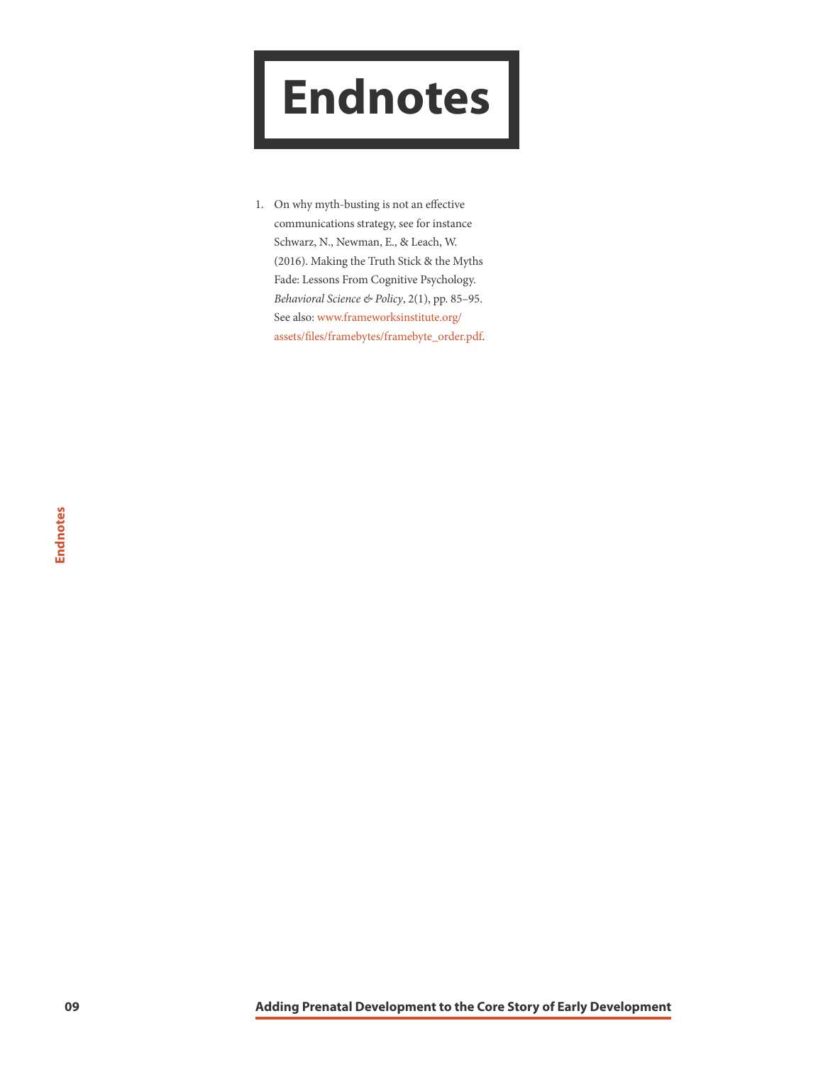# Endnotes

1. On why myth-busting is not an effective communications strategy, see for instance Schwarz, N., Newman, E., & Leach, W. (2016). Making the Truth Stick & the Myths Fade: Lessons From Cognitive Psychology. *Behavioral Science & Policy*, 2(1), pp. 85–95. See also: www.frameworksinstitute.org/assets/files/framebytes/framebyte_order.pdf.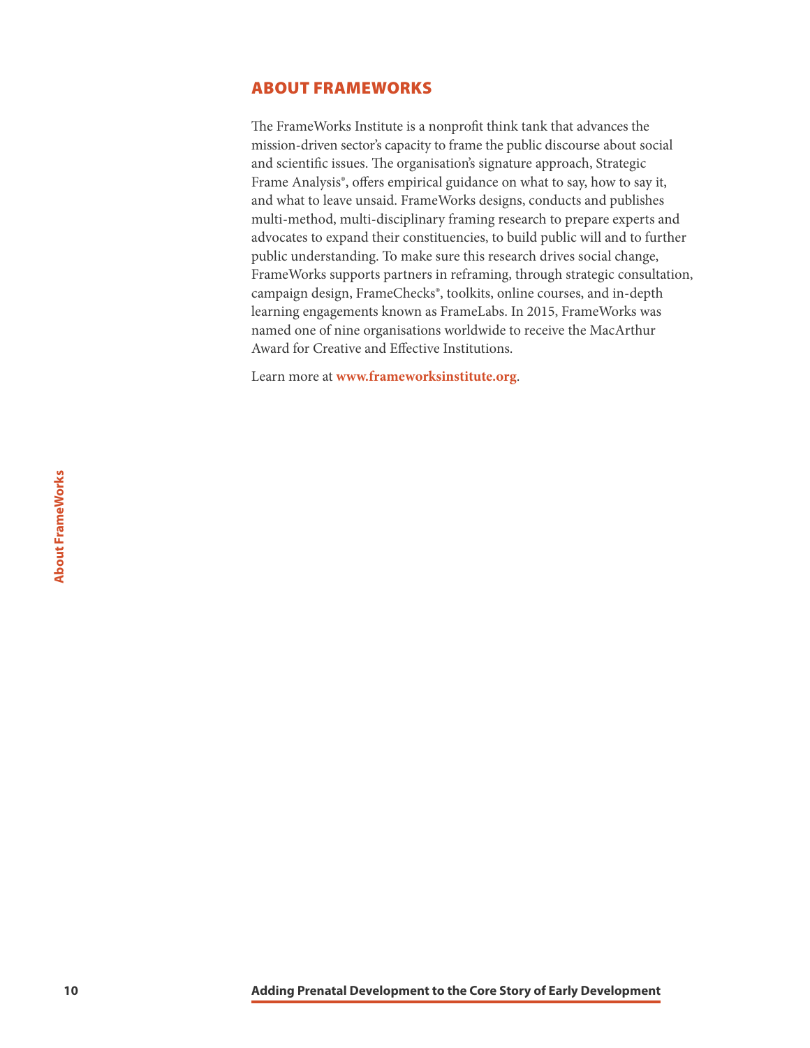## ABOUT FRAMEWORKS

The FrameWorks Institute is a nonprofit think tank that advances the mission-driven sector's capacity to frame the public discourse about social and scientific issues. The organisation's signature approach, Strategic Frame Analysis®, offers empirical guidance on what to say, how to say it, and what to leave unsaid. FrameWorks designs, conducts and publishes multi-method, multi-disciplinary framing research to prepare experts and advocates to expand their constituencies, to build public will and to further public understanding. To make sure this research drives social change, FrameWorks supports partners in reframing, through strategic consultation, campaign design, FrameChecks®, toolkits, online courses, and in-depth learning engagements known as FrameLabs. In 2015, FrameWorks was named one of nine organisations worldwide to receive the MacArthur Award for Creative and Effective Institutions.

Learn more at **www.frameworksinstitute.org**.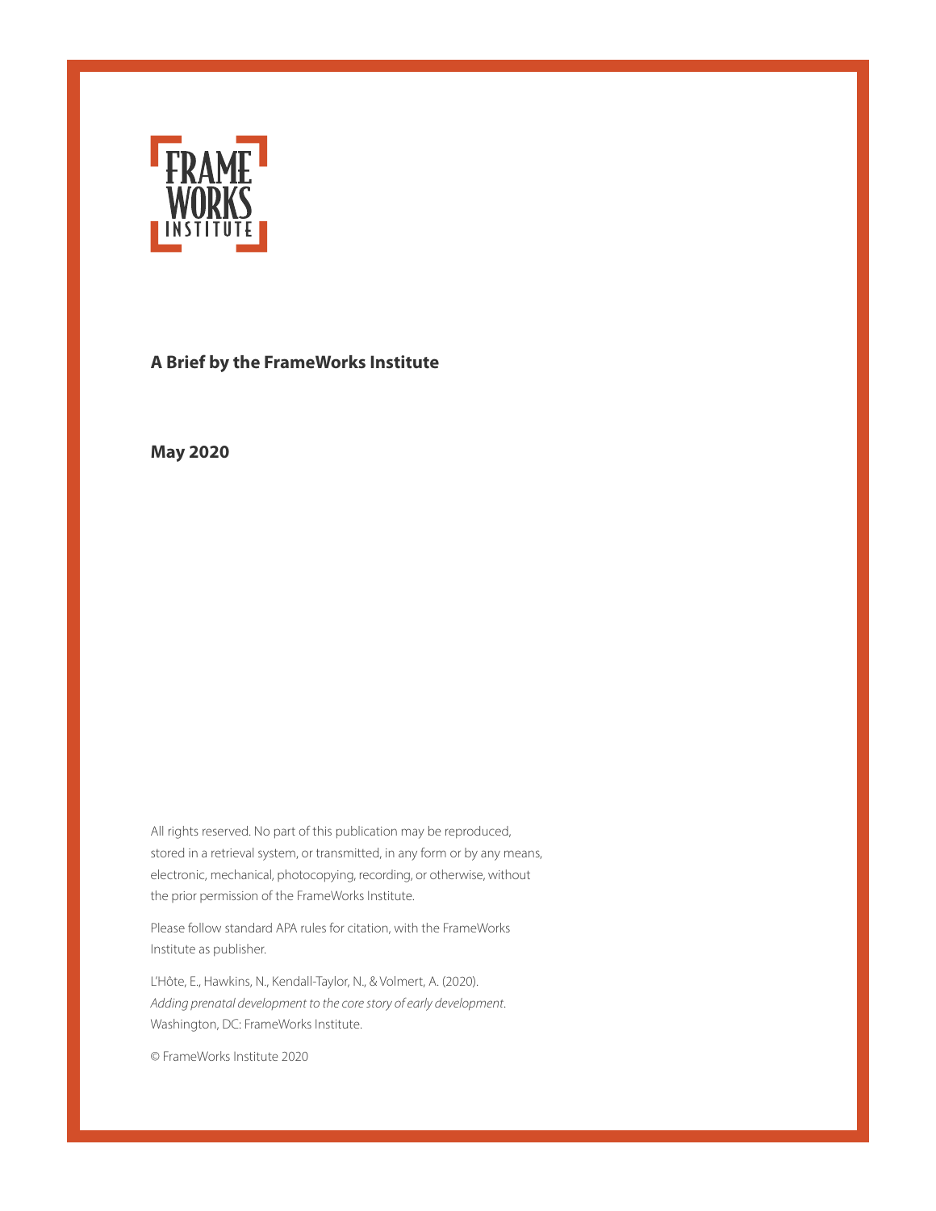FRAME WORKS INSTITUTE

**A Brief by the FrameWorks Institute**

**May 2020**

All rights reserved. No part of this publication may be reproduced, stored in a retrieval system, or transmitted, in any form or by any means, electronic, mechanical, photocopying, recording, or otherwise, without the prior permission of the FrameWorks Institute.

Please follow standard APA rules for citation, with the FrameWorks Institute as publisher.

L'Hôte, E., Hawkins, N., Kendall-Taylor, N., & Volmert, A. (2020). *Adding prenatal development to the core story of early development*. Washington, DC: FrameWorks Institute.

© FrameWorks Institute 2020